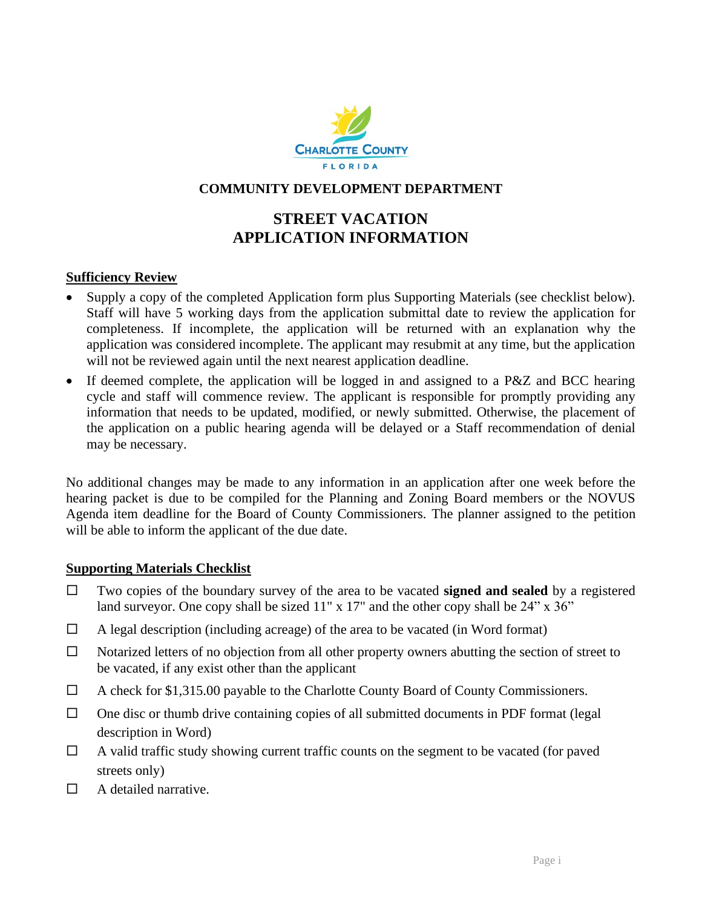CHARLOTTE COUNTY
FLORIDA

**COMMUNITY DEVELOPMENT DEPARTMENT**

# STREET VACATION APPLICATION INFORMATION

## Sufficiency Review

- Supply a copy of the completed Application form plus Supporting Materials (see checklist below). Staff will have 5 working days from the application submittal date to review the application for completeness. If incomplete, the application will be returned with an explanation why the application was considered incomplete. The applicant may resubmit at any time, but the application will not be reviewed again until the next nearest application deadline.
- If deemed complete, the application will be logged in and assigned to a P&Z and BCC hearing cycle and staff will commence review. The applicant is responsible for promptly providing any information that needs to be updated, modified, or newly submitted. Otherwise, the placement of the application on a public hearing agenda will be delayed or a Staff recommendation of denial may be necessary.

No additional changes may be made to any information in an application after one week before the hearing packet is due to be compiled for the Planning and Zoning Board members or the NOVUS Agenda item deadline for the Board of County Commissioners. The planner assigned to the petition will be able to inform the applicant of the due date.

## Supporting Materials Checklist

- ☐ Two copies of the boundary survey of the area to be vacated **signed and sealed** by a registered land surveyor. One copy shall be sized 11" x 17" and the other copy shall be 24" x 36"
- ☐ A legal description (including acreage) of the area to be vacated (in Word format)
- ☐ Notarized letters of no objection from all other property owners abutting the section of street to be vacated, if any exist other than the applicant
- ☐ A check for $1,315.00 payable to the Charlotte County Board of County Commissioners.
- ☐ One disc or thumb drive containing copies of all submitted documents in PDF format (legal description in Word)
- ☐ A valid traffic study showing current traffic counts on the segment to be vacated (for paved streets only)
- ☐ A detailed narrative.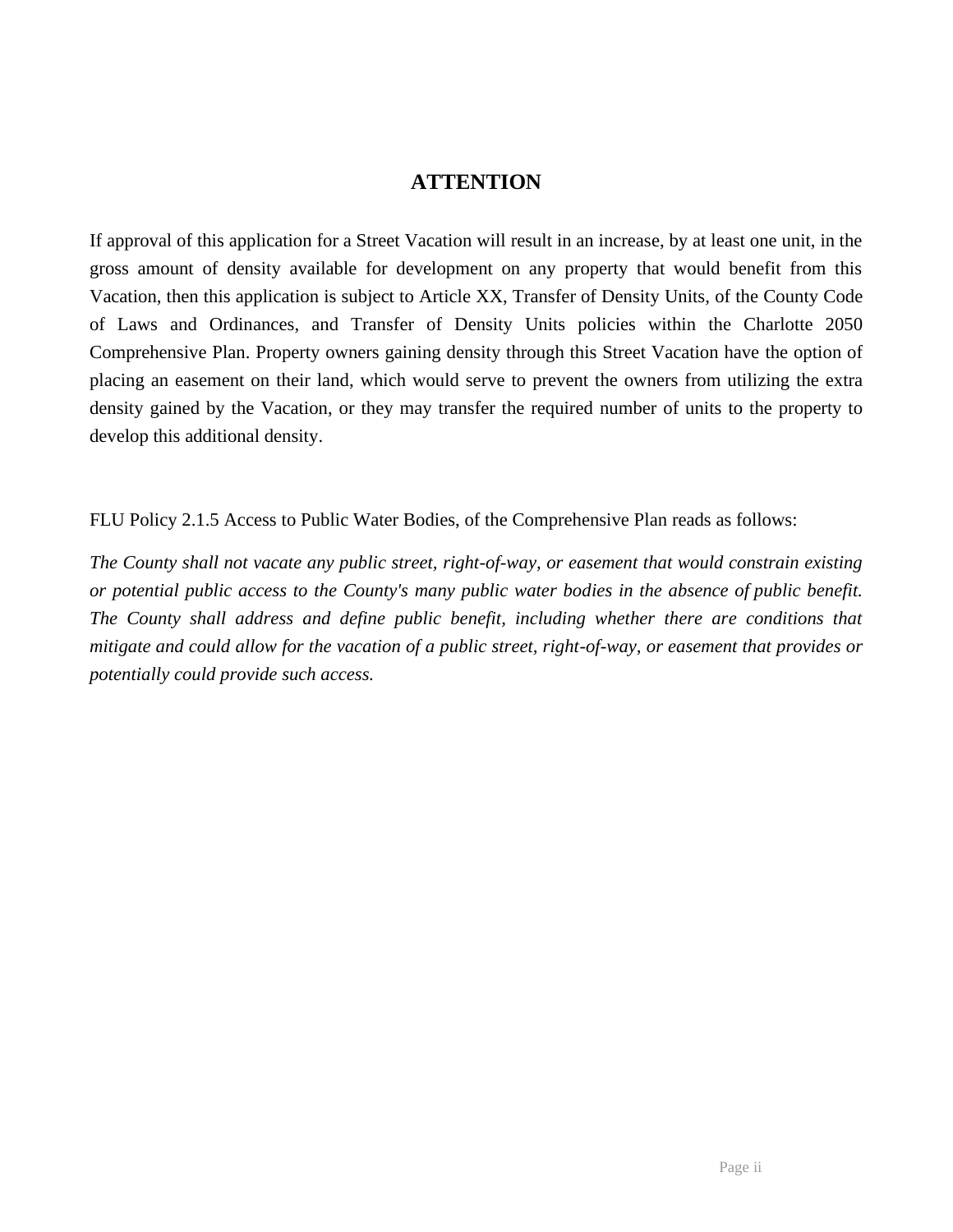# ATTENTION

If approval of this application for a Street Vacation will result in an increase, by at least one unit, in the gross amount of density available for development on any property that would benefit from this Vacation, then this application is subject to Article XX, Transfer of Density Units, of the County Code of Laws and Ordinances, and Transfer of Density Units policies within the Charlotte 2050 Comprehensive Plan. Property owners gaining density through this Street Vacation have the option of placing an easement on their land, which would serve to prevent the owners from utilizing the extra density gained by the Vacation, or they may transfer the required number of units to the property to develop this additional density.

FLU Policy 2.1.5 Access to Public Water Bodies, of the Comprehensive Plan reads as follows:

*The County shall not vacate any public street, right-of-way, or easement that would constrain existing or potential public access to the County's many public water bodies in the absence of public benefit. The County shall address and define public benefit, including whether there are conditions that mitigate and could allow for the vacation of a public street, right-of-way, or easement that provides or potentially could provide such access.*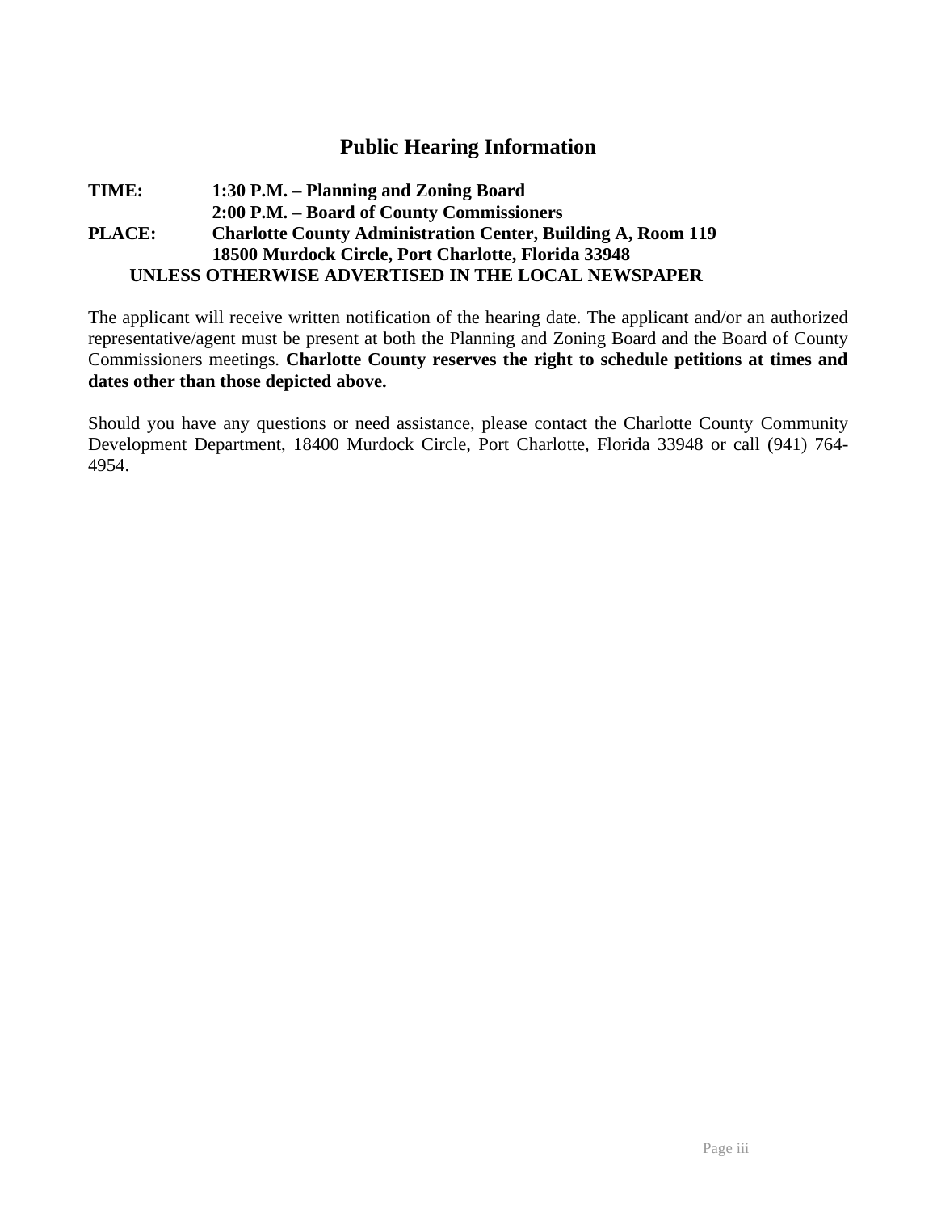## Public Hearing Information

**TIME:** **1:30 P.M. – Planning and Zoning Board**
**2:00 P.M. – Board of County Commissioners**
**PLACE:** **Charlotte County Administration Center, Building A, Room 119**
**18500 Murdock Circle, Port Charlotte, Florida 33948**
**UNLESS OTHERWISE ADVERTISED IN THE LOCAL NEWSPAPER**

The applicant will receive written notification of the hearing date. The applicant and/or an authorized representative/agent must be present at both the Planning and Zoning Board and the Board of County Commissioners meetings. **Charlotte County reserves the right to schedule petitions at times and dates other than those depicted above.**

Should you have any questions or need assistance, please contact the Charlotte County Community Development Department, 18400 Murdock Circle, Port Charlotte, Florida 33948 or call (941) 764-4954.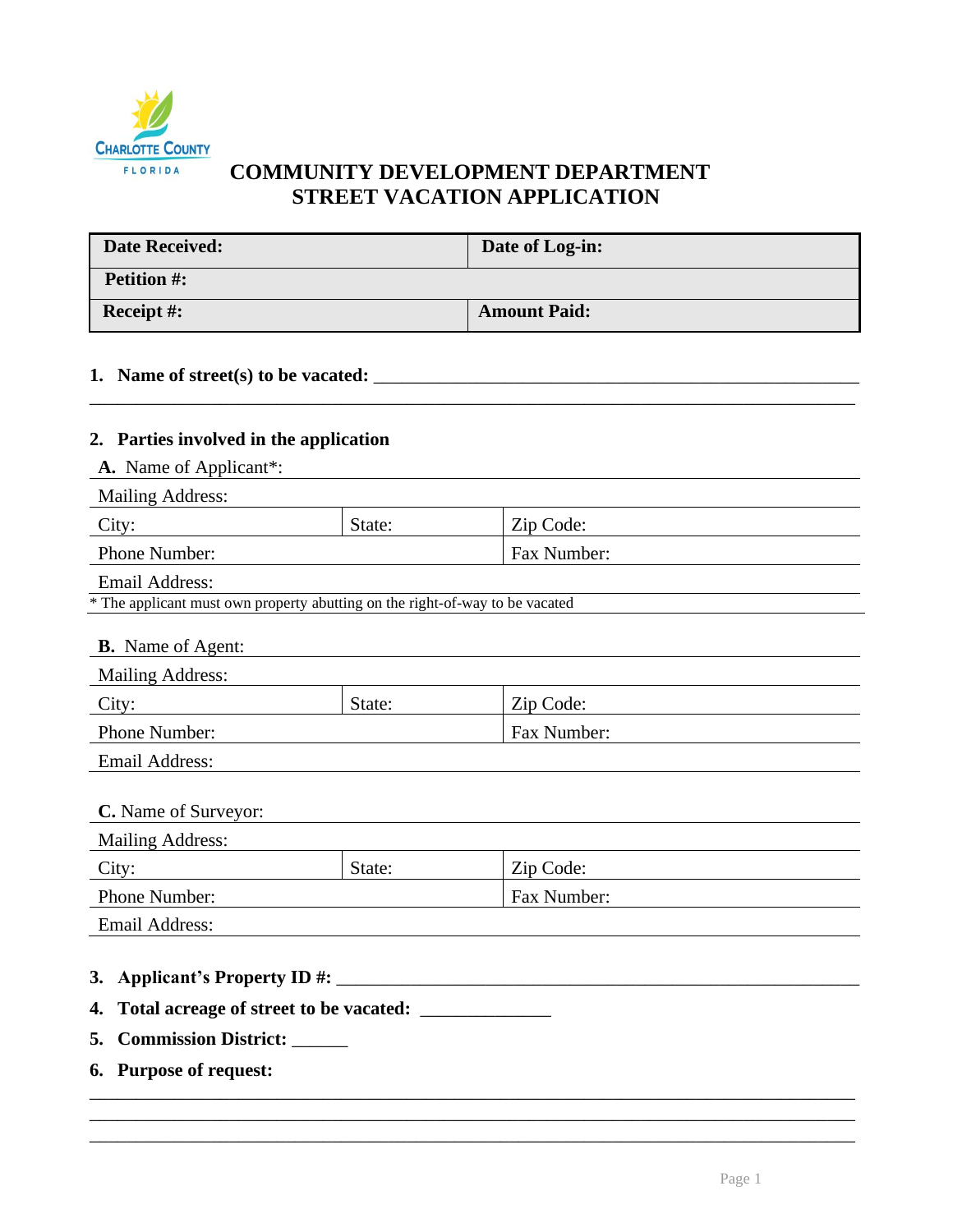CHARLOTTE COUNTY
FLORIDA

# COMMUNITY DEVELOPMENT DEPARTMENT
# STREET VACATION APPLICATION

| **Date Received:** | **Date of Log-in:** |
|---|---|
| **Petition #:** | |
| **Receipt #:** | **Amount Paid:** |

**1. Name of street(s) to be vacated:** ______________________________________________________

______________________________________________________________________________

**2. Parties involved in the application**

**A.** Name of Applicant*:

Mailing Address:

| City: | State: | Zip Code: |
|---|---|---|
| Phone Number: | | Fax Number: |

Email Address:

* The applicant must own property abutting on the right-of-way to be vacated

**B.** Name of Agent:

Mailing Address:

| City: | State: | Zip Code: |
|---|---|---|
| Phone Number: | | Fax Number: |

Email Address:

**C.** Name of Surveyor:

Mailing Address:

| City: | State: | Zip Code: |
|---|---|---|
| Phone Number: | | Fax Number: |

Email Address:

**3. Applicant's Property ID #:** ______________________________________________________

**4. Total acreage of street to be vacated:** ______________

**5. Commission District:** ______

**6. Purpose of request:**

______________________________________________________________________________

______________________________________________________________________________

______________________________________________________________________________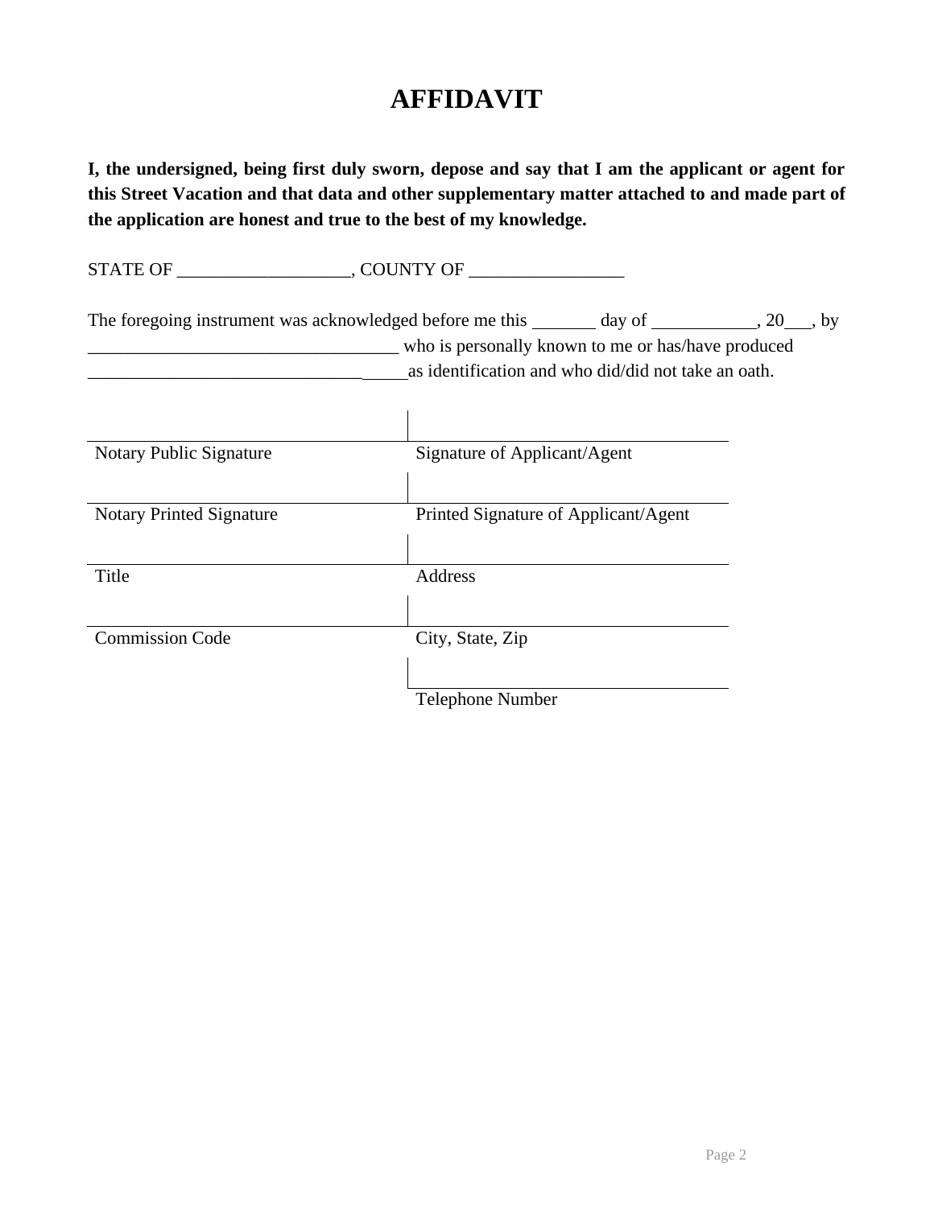# AFFIDAVIT

**I, the undersigned, being first duly sworn, depose and say that I am the applicant or agent for this Street Vacation and that data and other supplementary matter attached to and made part of the application are honest and true to the best of my knowledge.**

STATE OF ___________________, COUNTY OF _________________

The foregoing instrument was acknowledged before me this _______ day of ___________, 20___, by __________________________________ who is personally known to me or has/have produced ____________________________________as identification and who did/did not take an oath.

| | |
|---|---|
| Notary Public Signature | Signature of Applicant/Agent |
| Notary Printed Signature | Printed Signature of Applicant/Agent |
| Title | Address |
| Commission Code | City, State, Zip |
| | Telephone Number |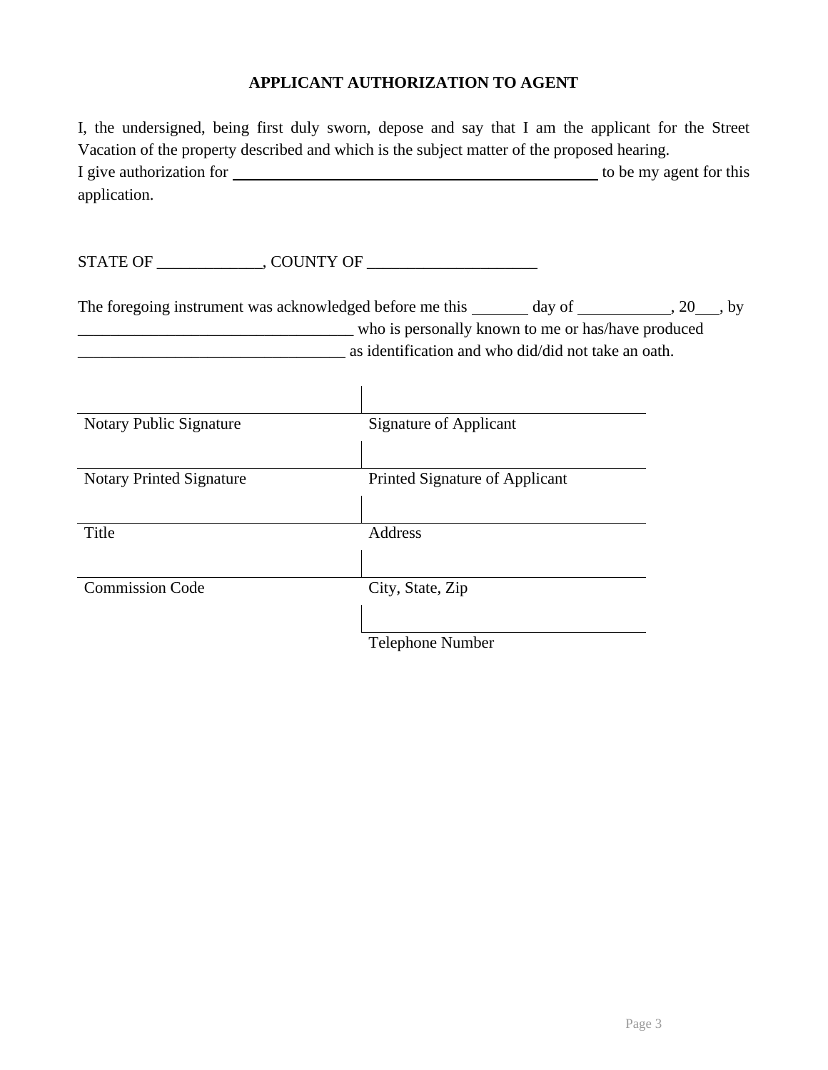**APPLICANT AUTHORIZATION TO AGENT**

I, the undersigned, being first duly sworn, depose and say that I am the applicant for the Street Vacation of the property described and which is the subject matter of the proposed hearing.
I give authorization for ______________________________________________ to be my agent for this application.

STATE OF _____________, COUNTY OF _____________________

The foregoing instrument was acknowledged before me this _______ day of ___________, 20___, by __________________________________ who is personally known to me or has/have produced _________________________________ as identification and who did/did not take an oath.

| | |
|---|---|
| Notary Public Signature | Signature of Applicant |
| Notary Printed Signature | Printed Signature of Applicant |
| Title | Address |
| Commission Code | City, State, Zip |
| | Telephone Number |